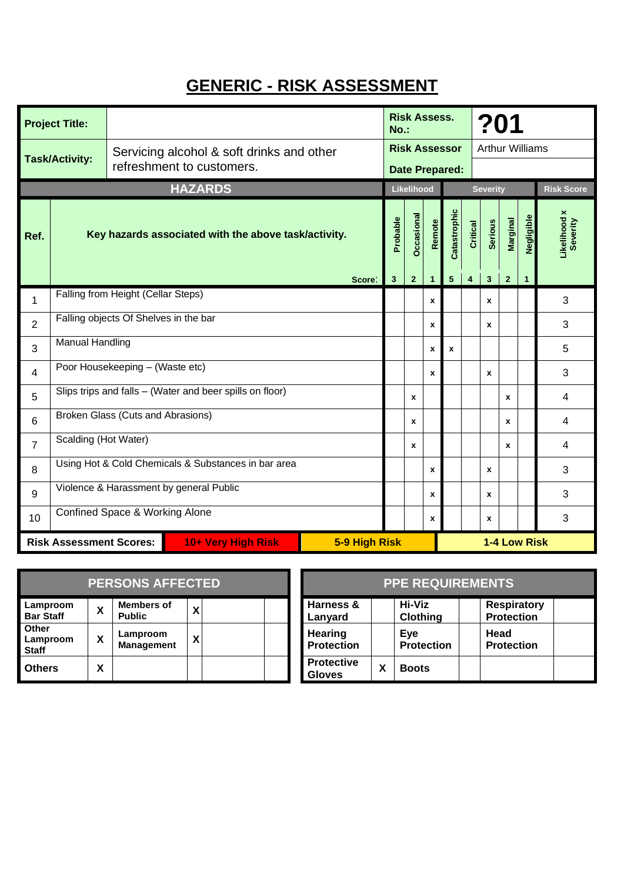# GENERIC - RISK ASSESSMENT

| Project Title: | | Risk Assess. No.: | ?01 |
|---|---|---|---|
| Task/Activity: | Servicing alcohol & soft drinks and other refreshment to customers. | Risk Assessor | Arthur Williams |
| | | Date Prepared: | |

| Ref. | HAZARDS<br>Key hazards associated with the above task/activity. | Likelihood<br>Probable<br>3 | <br>Occasional<br>2 | <br>Remote<br>1 | Severity<br>Catastrophic<br>5 | <br>Critical<br>4 | <br>Serious<br>3 | <br>Marginal<br>2 | <br>Negligible<br>1 | Risk Score<br>Likelihood x Severity |
|---|---|---|---|---|---|---|---|---|---|---|
| 1 | Falling from Height (Cellar Steps) | | | x | | | x | | | 3 |
| 2 | Falling objects Of Shelves in the bar | | | x | | | x | | | 3 |
| 3 | Manual Handling | | | x | x | | | | | 5 |
| 4 | Poor Housekeeping – (Waste etc) | | | x | | | x | | | 3 |
| 5 | Slips trips and falls – (Water and beer spills on floor) | | x | | | | | x | | 4 |
| 6 | Broken Glass (Cuts and Abrasions) | | x | | | | | x | | 4 |
| 7 | Scalding (Hot Water) | | x | | | | | x | | 4 |
| 8 | Using Hot & Cold Chemicals & Substances in bar area | | | x | | | x | | | 3 |
| 9 | Violence & Harassment by general Public | | | x | | | x | | | 3 |
| 10 | Confined Space & Working Alone | | | x | | | x | | | 3 |

**Risk Assessment Scores:** 10+ Very High Risk | 5-9 High Risk | 1-4 Low Risk

| PERSONS AFFECTED | | | | | |
|---|---|---|---|---|---|
| Lamproom Bar Staff | X | Members of Public | X | | |
| Other Lamproom Staff | X | Lamproom Management | X | | |
| Others | X | | | | |

| PPE REQUIREMENTS | | | | | |
|---|---|---|---|---|---|
| Harness & Lanyard | | Hi-Viz Clothing | | Respiratory Protection | |
| Hearing Protection | | Eye Protection | | Head Protection | |
| Protective Gloves | X | Boots | | | |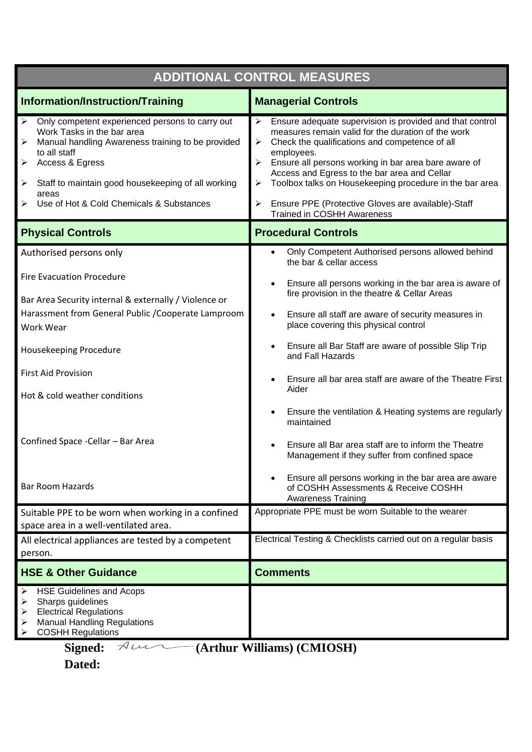| ADDITIONAL CONTROL MEASURES | |
|---|---|
| **Information/Instruction/Training** | **Managerial Controls** |
| ➢ Only competent experienced persons to carry out Work Tasks in the bar area<br>➢ Manual handling Awareness training to be provided to all staff<br>➢ Access & Egress<br>➢ Staff to maintain good housekeeping of all working areas<br>➢ Use of Hot & Cold Chemicals & Substances | ➢ Ensure adequate supervision is provided and that control measures remain valid for the duration of the work<br>➢ Check the qualifications and competence of all employees.<br>➢ Ensure all persons working in bar area bare aware of Access and Egress to the bar area and Cellar<br>➢ Toolbox talks on Housekeeping procedure in the bar area<br>➢ Ensure PPE (Protective Gloves are available)-Staff Trained in COSHH Awareness |
| **Physical Controls** | **Procedural Controls** |
| Authorised persons only | • Only Competent Authorised persons allowed behind the bar & cellar access |
| Fire Evacuation Procedure | • Ensure all persons working in the bar area is aware of fire provision in the theatre & Cellar Areas |
| Bar Area Security internal & externally / Violence or Harassment from General Public /Cooperate Lamproom Work Wear | • Ensure all staff are aware of security measures in place covering this physical control |
| Housekeeping Procedure | • Ensure all Bar Staff are aware of possible Slip Trip and Fall Hazards |
| First Aid Provision | • Ensure all bar area staff are aware of the Theatre First Aider |
| Hot & cold weather conditions | • Ensure the ventilation & Heating systems are regularly maintained |
| Confined Space -Cellar – Bar Area | • Ensure all Bar area staff are to inform the Theatre Management if they suffer from confined space |
| Bar Room Hazards | • Ensure all persons working in the bar area are aware of COSHH Assessments & Receive COSHH Awareness Training |
| Suitable PPE to be worn when working in a confined space area in a well-ventilated area. | Appropriate PPE must be worn Suitable to the wearer |
| All electrical appliances are tested by a competent person. | Electrical Testing & Checklists carried out on a regular basis |
| **HSE & Other Guidance** | **Comments** |
| ➢ HSE Guidelines and Acops<br>➢ Sharps guidelines<br>➢ Electrical Regulations<br>➢ Manual Handling Regulations<br>➢ COSHH Regulations | |

**Signed:** Aur **(Arthur Williams) (CMIOSH)**

**Dated:**